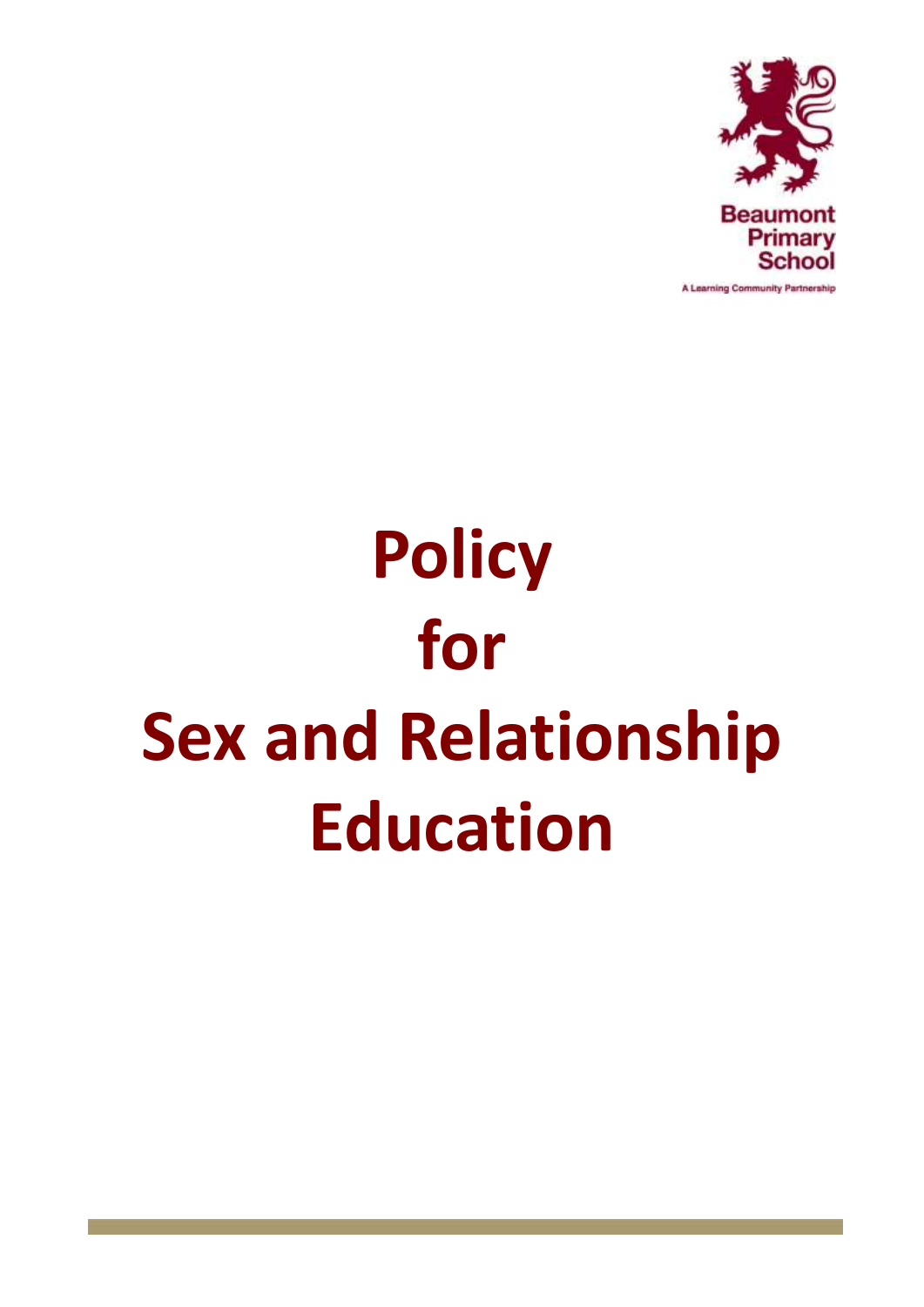Beaumont Primary School

A Learning Community Partnership

# Policy for Sex and Relationship Education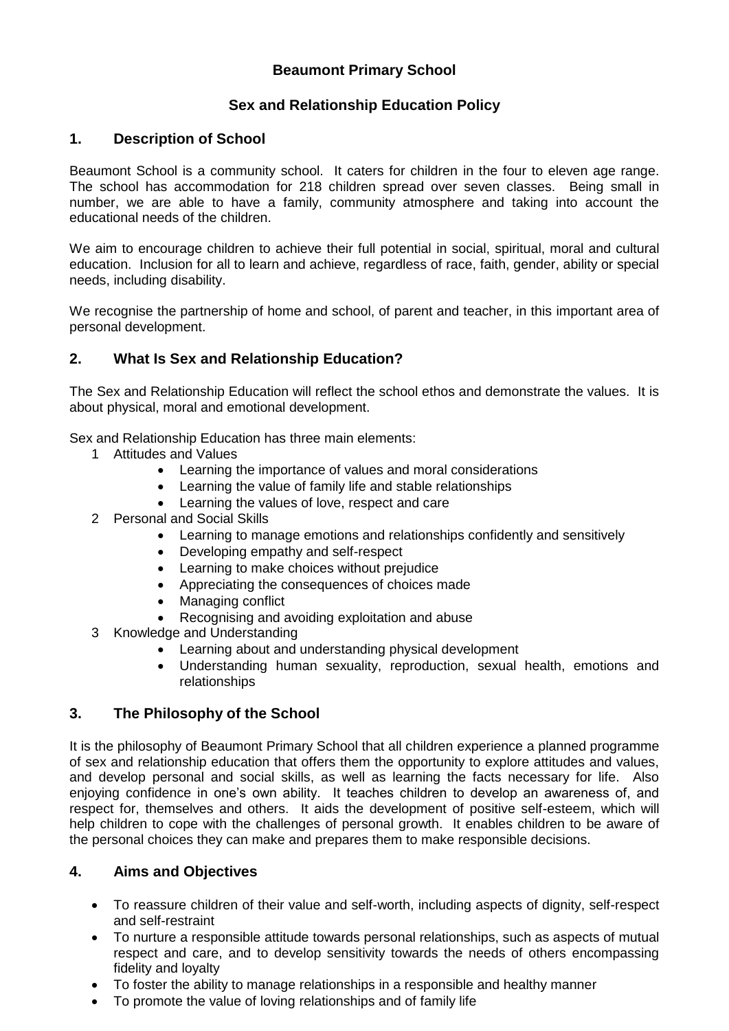**Beaumont Primary School**

**Sex and Relationship Education Policy**

## 1. Description of School

Beaumont School is a community school. It caters for children in the four to eleven age range. The school has accommodation for 218 children spread over seven classes. Being small in number, we are able to have a family, community atmosphere and taking into account the educational needs of the children.

We aim to encourage children to achieve their full potential in social, spiritual, moral and cultural education. Inclusion for all to learn and achieve, regardless of race, faith, gender, ability or special needs, including disability.

We recognise the partnership of home and school, of parent and teacher, in this important area of personal development.

## 2. What Is Sex and Relationship Education?

The Sex and Relationship Education will reflect the school ethos and demonstrate the values. It is about physical, moral and emotional development.

Sex and Relationship Education has three main elements:

1. Attitudes and Values
   - Learning the importance of values and moral considerations
   - Learning the value of family life and stable relationships
   - Learning the values of love, respect and care
2. Personal and Social Skills
   - Learning to manage emotions and relationships confidently and sensitively
   - Developing empathy and self-respect
   - Learning to make choices without prejudice
   - Appreciating the consequences of choices made
   - Managing conflict
   - Recognising and avoiding exploitation and abuse
3. Knowledge and Understanding
   - Learning about and understanding physical development
   - Understanding human sexuality, reproduction, sexual health, emotions and relationships

## 3. The Philosophy of the School

It is the philosophy of Beaumont Primary School that all children experience a planned programme of sex and relationship education that offers them the opportunity to explore attitudes and values, and develop personal and social skills, as well as learning the facts necessary for life. Also enjoying confidence in one's own ability. It teaches children to develop an awareness of, and respect for, themselves and others. It aids the development of positive self-esteem, which will help children to cope with the challenges of personal growth. It enables children to be aware of the personal choices they can make and prepares them to make responsible decisions.

## 4. Aims and Objectives

- To reassure children of their value and self-worth, including aspects of dignity, self-respect and self-restraint
- To nurture a responsible attitude towards personal relationships, such as aspects of mutual respect and care, and to develop sensitivity towards the needs of others encompassing fidelity and loyalty
- To foster the ability to manage relationships in a responsible and healthy manner
- To promote the value of loving relationships and of family life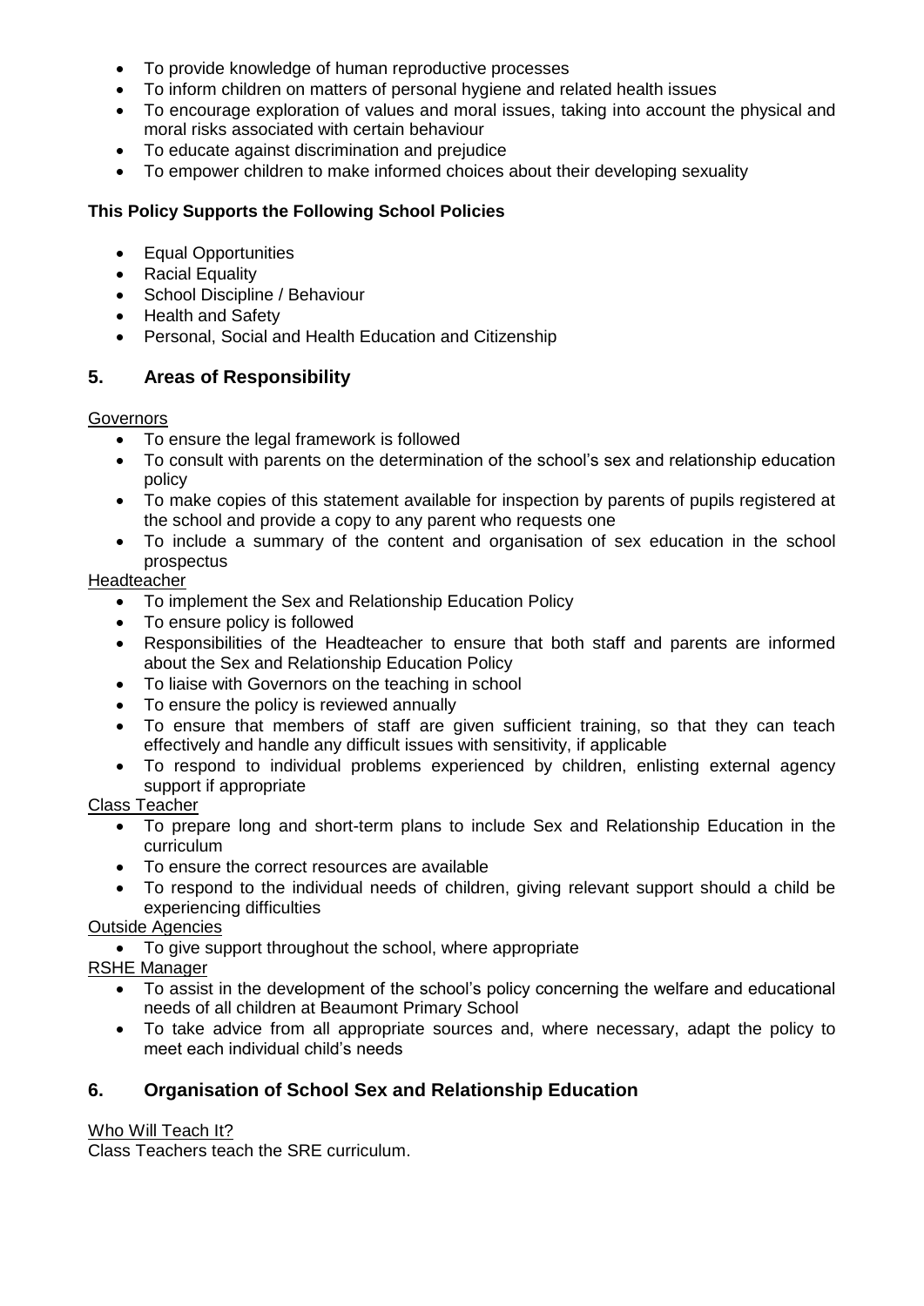- To provide knowledge of human reproductive processes
- To inform children on matters of personal hygiene and related health issues
- To encourage exploration of values and moral issues, taking into account the physical and moral risks associated with certain behaviour
- To educate against discrimination and prejudice
- To empower children to make informed choices about their developing sexuality

**This Policy Supports the Following School Policies**

- Equal Opportunities
- Racial Equality
- School Discipline / Behaviour
- Health and Safety
- Personal, Social and Health Education and Citizenship

## 5. Areas of Responsibility

Governors

- To ensure the legal framework is followed
- To consult with parents on the determination of the school's sex and relationship education policy
- To make copies of this statement available for inspection by parents of pupils registered at the school and provide a copy to any parent who requests one
- To include a summary of the content and organisation of sex education in the school prospectus

Headteacher

- To implement the Sex and Relationship Education Policy
- To ensure policy is followed
- Responsibilities of the Headteacher to ensure that both staff and parents are informed about the Sex and Relationship Education Policy
- To liaise with Governors on the teaching in school
- To ensure the policy is reviewed annually
- To ensure that members of staff are given sufficient training, so that they can teach effectively and handle any difficult issues with sensitivity, if applicable
- To respond to individual problems experienced by children, enlisting external agency support if appropriate

Class Teacher

- To prepare long and short-term plans to include Sex and Relationship Education in the curriculum
- To ensure the correct resources are available
- To respond to the individual needs of children, giving relevant support should a child be experiencing difficulties

Outside Agencies

- To give support throughout the school, where appropriate

RSHE Manager

- To assist in the development of the school's policy concerning the welfare and educational needs of all children at Beaumont Primary School
- To take advice from all appropriate sources and, where necessary, adapt the policy to meet each individual child's needs

## 6. Organisation of School Sex and Relationship Education

Who Will Teach It?

Class Teachers teach the SRE curriculum.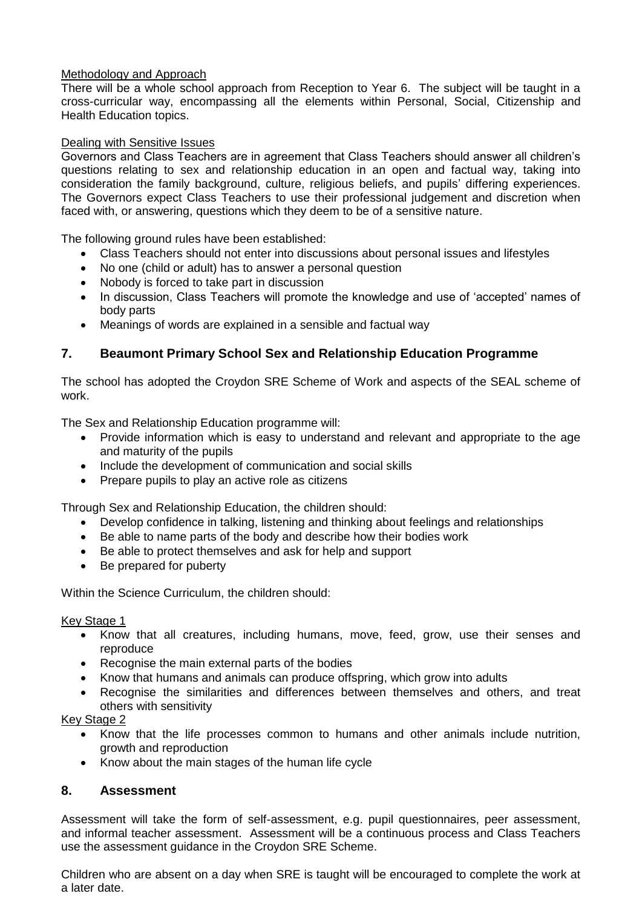Methodology and Approach

There will be a whole school approach from Reception to Year 6. The subject will be taught in a cross-curricular way, encompassing all the elements within Personal, Social, Citizenship and Health Education topics.

Dealing with Sensitive Issues

Governors and Class Teachers are in agreement that Class Teachers should answer all children's questions relating to sex and relationship education in an open and factual way, taking into consideration the family background, culture, religious beliefs, and pupils' differing experiences. The Governors expect Class Teachers to use their professional judgement and discretion when faced with, or answering, questions which they deem to be of a sensitive nature.

The following ground rules have been established:

- Class Teachers should not enter into discussions about personal issues and lifestyles
- No one (child or adult) has to answer a personal question
- Nobody is forced to take part in discussion
- In discussion, Class Teachers will promote the knowledge and use of 'accepted' names of body parts
- Meanings of words are explained in a sensible and factual way

## 7. Beaumont Primary School Sex and Relationship Education Programme

The school has adopted the Croydon SRE Scheme of Work and aspects of the SEAL scheme of work.

The Sex and Relationship Education programme will:

- Provide information which is easy to understand and relevant and appropriate to the age and maturity of the pupils
- Include the development of communication and social skills
- Prepare pupils to play an active role as citizens

Through Sex and Relationship Education, the children should:

- Develop confidence in talking, listening and thinking about feelings and relationships
- Be able to name parts of the body and describe how their bodies work
- Be able to protect themselves and ask for help and support
- Be prepared for puberty

Within the Science Curriculum, the children should:

Key Stage 1

- Know that all creatures, including humans, move, feed, grow, use their senses and reproduce
- Recognise the main external parts of the bodies
- Know that humans and animals can produce offspring, which grow into adults
- Recognise the similarities and differences between themselves and others, and treat others with sensitivity

Key Stage 2

- Know that the life processes common to humans and other animals include nutrition, growth and reproduction
- Know about the main stages of the human life cycle

## 8. Assessment

Assessment will take the form of self-assessment, e.g. pupil questionnaires, peer assessment, and informal teacher assessment. Assessment will be a continuous process and Class Teachers use the assessment guidance in the Croydon SRE Scheme.

Children who are absent on a day when SRE is taught will be encouraged to complete the work at a later date.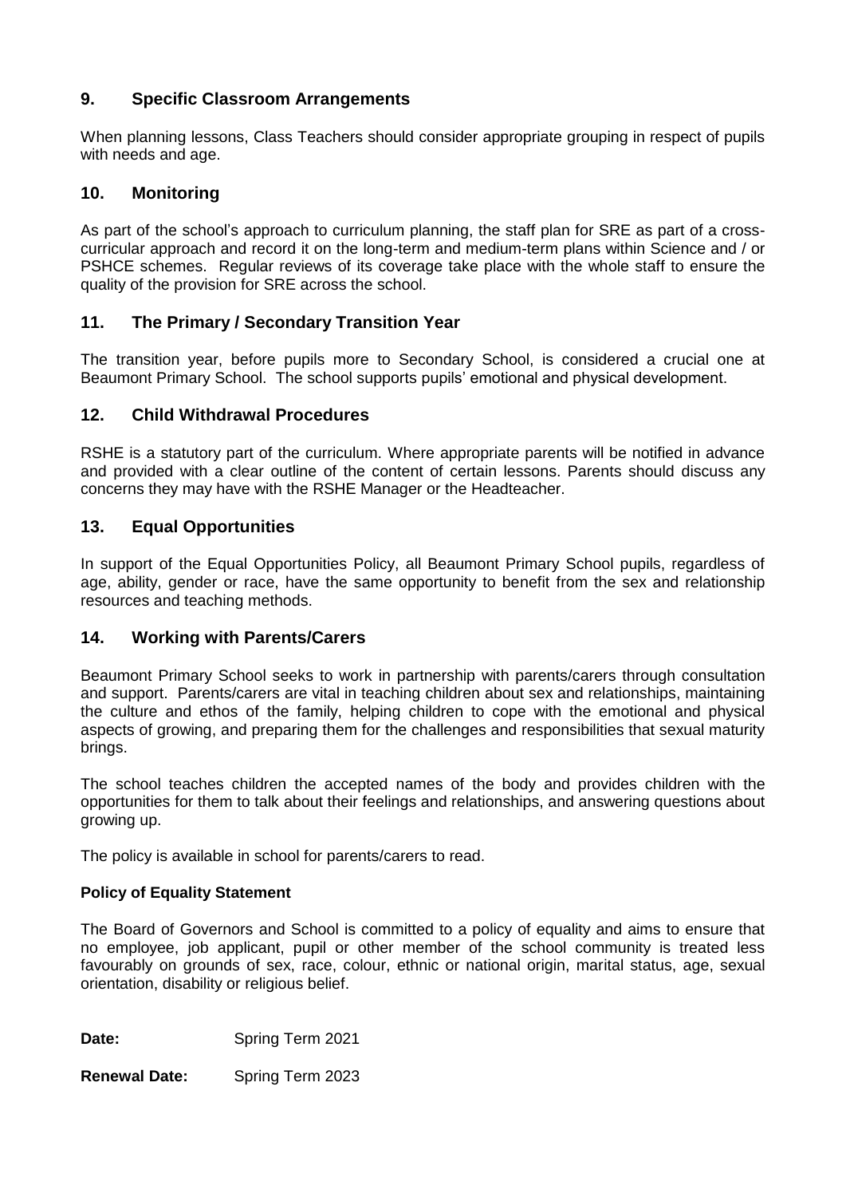## 9. Specific Classroom Arrangements

When planning lessons, Class Teachers should consider appropriate grouping in respect of pupils with needs and age.

## 10. Monitoring

As part of the school's approach to curriculum planning, the staff plan for SRE as part of a cross-curricular approach and record it on the long-term and medium-term plans within Science and / or PSHCE schemes. Regular reviews of its coverage take place with the whole staff to ensure the quality of the provision for SRE across the school.

## 11. The Primary / Secondary Transition Year

The transition year, before pupils more to Secondary School, is considered a crucial one at Beaumont Primary School. The school supports pupils' emotional and physical development.

## 12. Child Withdrawal Procedures

RSHE is a statutory part of the curriculum. Where appropriate parents will be notified in advance and provided with a clear outline of the content of certain lessons. Parents should discuss any concerns they may have with the RSHE Manager or the Headteacher.

## 13. Equal Opportunities

In support of the Equal Opportunities Policy, all Beaumont Primary School pupils, regardless of age, ability, gender or race, have the same opportunity to benefit from the sex and relationship resources and teaching methods.

## 14. Working with Parents/Carers

Beaumont Primary School seeks to work in partnership with parents/carers through consultation and support. Parents/carers are vital in teaching children about sex and relationships, maintaining the culture and ethos of the family, helping children to cope with the emotional and physical aspects of growing, and preparing them for the challenges and responsibilities that sexual maturity brings.

The school teaches children the accepted names of the body and provides children with the opportunities for them to talk about their feelings and relationships, and answering questions about growing up.

The policy is available in school for parents/carers to read.

**Policy of Equality Statement**

The Board of Governors and School is committed to a policy of equality and aims to ensure that no employee, job applicant, pupil or other member of the school community is treated less favourably on grounds of sex, race, colour, ethnic or national origin, marital status, age, sexual orientation, disability or religious belief.

**Date:** Spring Term 2021

**Renewal Date:** Spring Term 2023